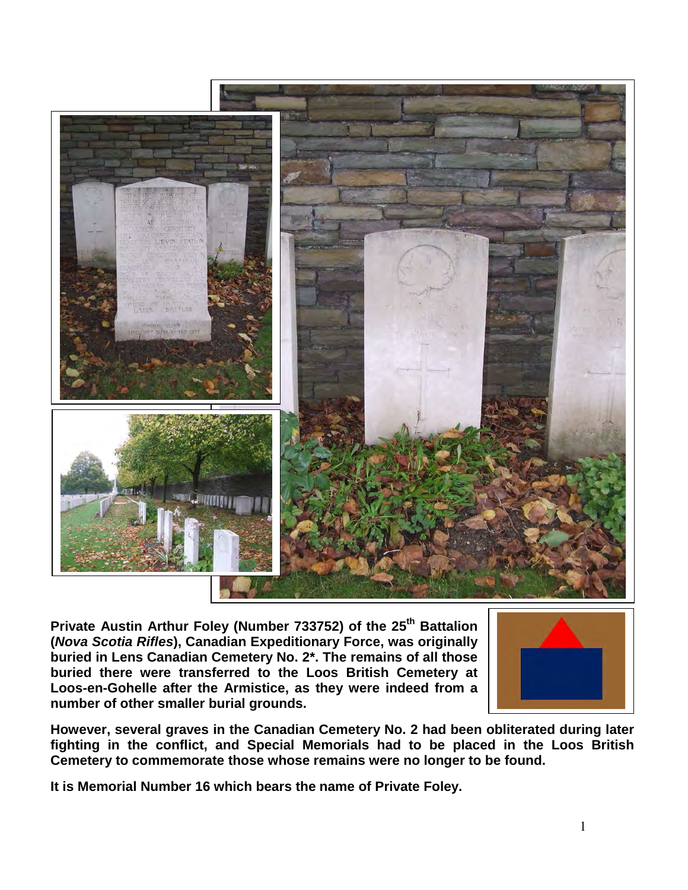**Private Austin Arthur Foley (Number 733752) of the 25th Battalion (*Nova Scotia Rifles*), Canadian Expeditionary Force, was originally buried in Lens Canadian Cemetery No. 2*. The remains of all those buried there were transferred to the Loos British Cemetery at Loos-en-Gohelle after the Armistice, as they were indeed from a number of other smaller burial grounds.**

**However, several graves in the Canadian Cemetery No. 2 had been obliterated during later fighting in the conflict, and Special Memorials had to be placed in the Loos British Cemetery to commemorate those whose remains were no longer to be found.**

**It is Memorial Number 16 which bears the name of Private Foley.**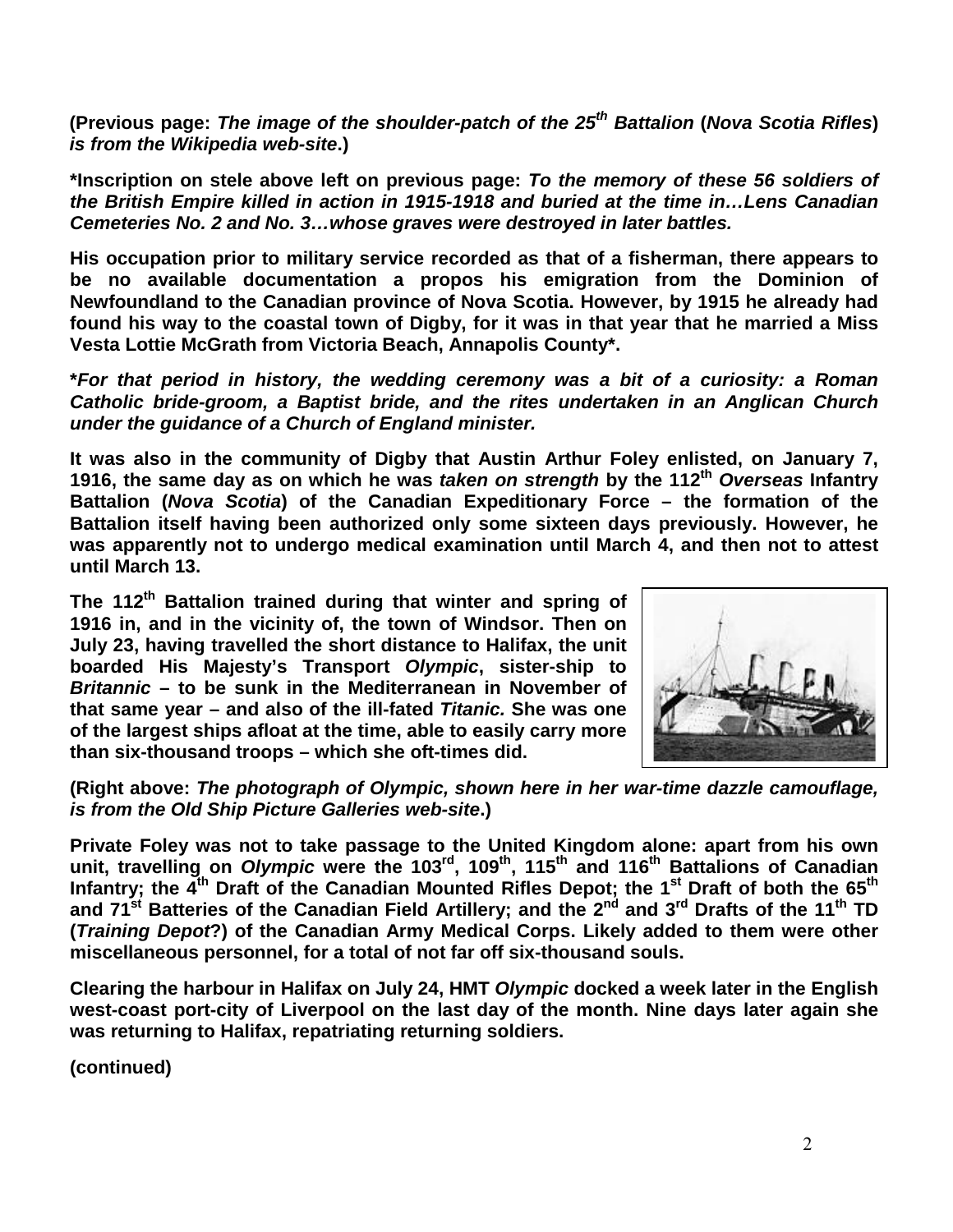**(Previous page: *The image of the shoulder-patch of the 25th Battalion* (*Nova Scotia Rifles*) *is from the Wikipedia web-site*.)**

**\*Inscription on stele above left on previous page: *To the memory of these 56 soldiers of the British Empire killed in action in 1915-1918 and buried at the time in…Lens Canadian Cemeteries No. 2 and No. 3…whose graves were destroyed in later battles.***

**His occupation prior to military service recorded as that of a fisherman, there appears to be no available documentation a propos his emigration from the Dominion of Newfoundland to the Canadian province of Nova Scotia. However, by 1915 he already had found his way to the coastal town of Digby, for it was in that year that he married a Miss Vesta Lottie McGrath from Victoria Beach, Annapolis County\*.**

***\*For that period in history, the wedding ceremony was a bit of a curiosity: a Roman Catholic bride-groom, a Baptist bride, and the rites undertaken in an Anglican Church under the guidance of a Church of England minister.***

**It was also in the community of Digby that Austin Arthur Foley enlisted, on January 7, 1916, the same day as on which he was *taken on strength* by the 112th *Overseas* Infantry Battalion (*Nova Scotia*) of the Canadian Expeditionary Force – the formation of the Battalion itself having been authorized only some sixteen days previously. However, he was apparently not to undergo medical examination until March 4, and then not to attest until March 13.**

**The 112th Battalion trained during that winter and spring of 1916 in, and in the vicinity of, the town of Windsor. Then on July 23, having travelled the short distance to Halifax, the unit boarded His Majesty's Transport *Olympic*, sister-ship to *Britannic* – to be sunk in the Mediterranean in November of that same year – and also of the ill-fated *Titanic.* She was one of the largest ships afloat at the time, able to easily carry more than six-thousand troops – which she oft-times did.**

**(Right above: *The photograph of Olympic, shown here in her war-time dazzle camouflage, is from the Old Ship Picture Galleries web-site*.)**

**Private Foley was not to take passage to the United Kingdom alone: apart from his own unit, travelling on *Olympic* were the 103rd, 109th, 115th and 116th Battalions of Canadian Infantry; the 4th Draft of the Canadian Mounted Rifles Depot; the 1st Draft of both the 65th and 71st Batteries of the Canadian Field Artillery; and the 2nd and 3rd Drafts of the 11th TD (*Training Depot*?) of the Canadian Army Medical Corps. Likely added to them were other miscellaneous personnel, for a total of not far off six-thousand souls.**

**Clearing the harbour in Halifax on July 24, HMT *Olympic* docked a week later in the English west-coast port-city of Liverpool on the last day of the month. Nine days later again she was returning to Halifax, repatriating returning soldiers.**

**(continued)**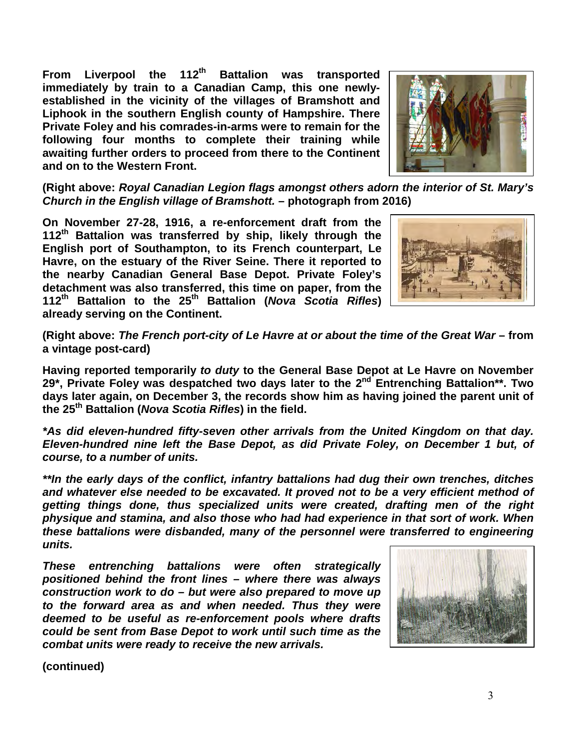**From Liverpool the 112th Battalion was transported immediately by train to a Canadian Camp, this one newly-established in the vicinity of the villages of Bramshott and Liphook in the southern English county of Hampshire. There Private Foley and his comrades-in-arms were to remain for the following four months to complete their training while awaiting further orders to proceed from there to the Continent and on to the Western Front.**

**(Right above: *Royal Canadian Legion flags amongst others adorn the interior of St. Mary's Church in the English village of Bramshott.* – photograph from 2016)**

**On November 27-28, 1916, a re-enforcement draft from the 112th Battalion was transferred by ship, likely through the English port of Southampton, to its French counterpart, Le Havre, on the estuary of the River Seine. There it reported to the nearby Canadian General Base Depot. Private Foley's detachment was also transferred, this time on paper, from the 112th Battalion to the 25th Battalion (*Nova Scotia Rifles*) already serving on the Continent.**

**(Right above: *The French port-city of Le Havre at or about the time of the Great War* – from a vintage post-card)**

**Having reported temporarily *to duty* to the General Base Depot at Le Havre on November 29\*, Private Foley was despatched two days later to the 2nd Entrenching Battalion\*\*. Two days later again, on December 3, the records show him as having joined the parent unit of the 25th Battalion (*Nova Scotia Rifles*) in the field.**

***\*As did eleven-hundred fifty-seven other arrivals from the United Kingdom on that day. Eleven-hundred nine left the Base Depot, as did Private Foley, on December 1 but, of course, to a number of units.***

***\*\*In the early days of the conflict, infantry battalions had dug their own trenches, ditches and whatever else needed to be excavated. It proved not to be a very efficient method of getting things done, thus specialized units were created, drafting men of the right physique and stamina, and also those who had had experience in that sort of work. When these battalions were disbanded, many of the personnel were transferred to engineering units.***

***These entrenching battalions were often strategically positioned behind the front lines – where there was always construction work to do – but were also prepared to move up to the forward area as and when needed. Thus they were deemed to be useful as re-enforcement pools where drafts could be sent from Base Depot to work until such time as the combat units were ready to receive the new arrivals.***

**(continued)**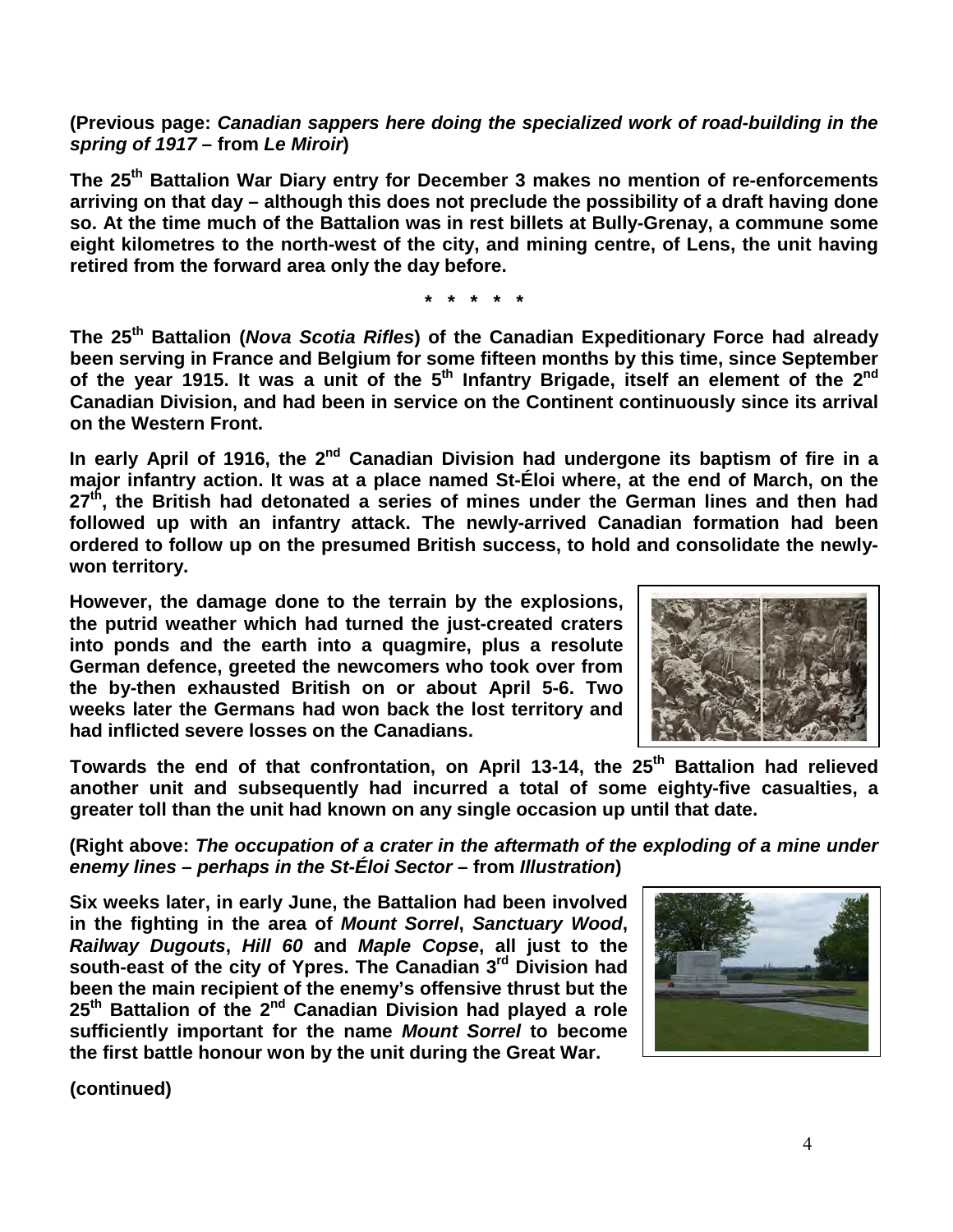**(Previous page: *Canadian sappers here doing the specialized work of road-building in the spring of 1917* – from *Le Miroir*)**

**The 25th Battalion War Diary entry for December 3 makes no mention of re-enforcements arriving on that day – although this does not preclude the possibility of a draft having done so. At the time much of the Battalion was in rest billets at Bully-Grenay, a commune some eight kilometres to the north-west of the city, and mining centre, of Lens, the unit having retired from the forward area only the day before.**

**\* \* \* \* \***

**The 25th Battalion (*Nova Scotia Rifles*) of the Canadian Expeditionary Force had already been serving in France and Belgium for some fifteen months by this time, since September of the year 1915. It was a unit of the 5th Infantry Brigade, itself an element of the 2nd Canadian Division, and had been in service on the Continent continuously since its arrival on the Western Front.**

**In early April of 1916, the 2nd Canadian Division had undergone its baptism of fire in a major infantry action. It was at a place named St-Éloi where, at the end of March, on the 27th, the British had detonated a series of mines under the German lines and then had followed up with an infantry attack. The newly-arrived Canadian formation had been ordered to follow up on the presumed British success, to hold and consolidate the newly-won territory.**

**However, the damage done to the terrain by the explosions, the putrid weather which had turned the just-created craters into ponds and the earth into a quagmire, plus a resolute German defence, greeted the newcomers who took over from the by-then exhausted British on or about April 5-6. Two weeks later the Germans had won back the lost territory and had inflicted severe losses on the Canadians.**

**Towards the end of that confrontation, on April 13-14, the 25th Battalion had relieved another unit and subsequently had incurred a total of some eighty-five casualties, a greater toll than the unit had known on any single occasion up until that date.**

**(Right above: *The occupation of a crater in the aftermath of the exploding of a mine under enemy lines – perhaps in the St-Éloi Sector* – from *Illustration*)**

**Six weeks later, in early June, the Battalion had been involved in the fighting in the area of *Mount Sorrel*, *Sanctuary Wood*, *Railway Dugouts*, *Hill 60* and *Maple Copse*, all just to the south-east of the city of Ypres. The Canadian 3rd Division had been the main recipient of the enemy's offensive thrust but the 25th Battalion of the 2nd Canadian Division had played a role sufficiently important for the name *Mount Sorrel* to become the first battle honour won by the unit during the Great War.**

**(continued)**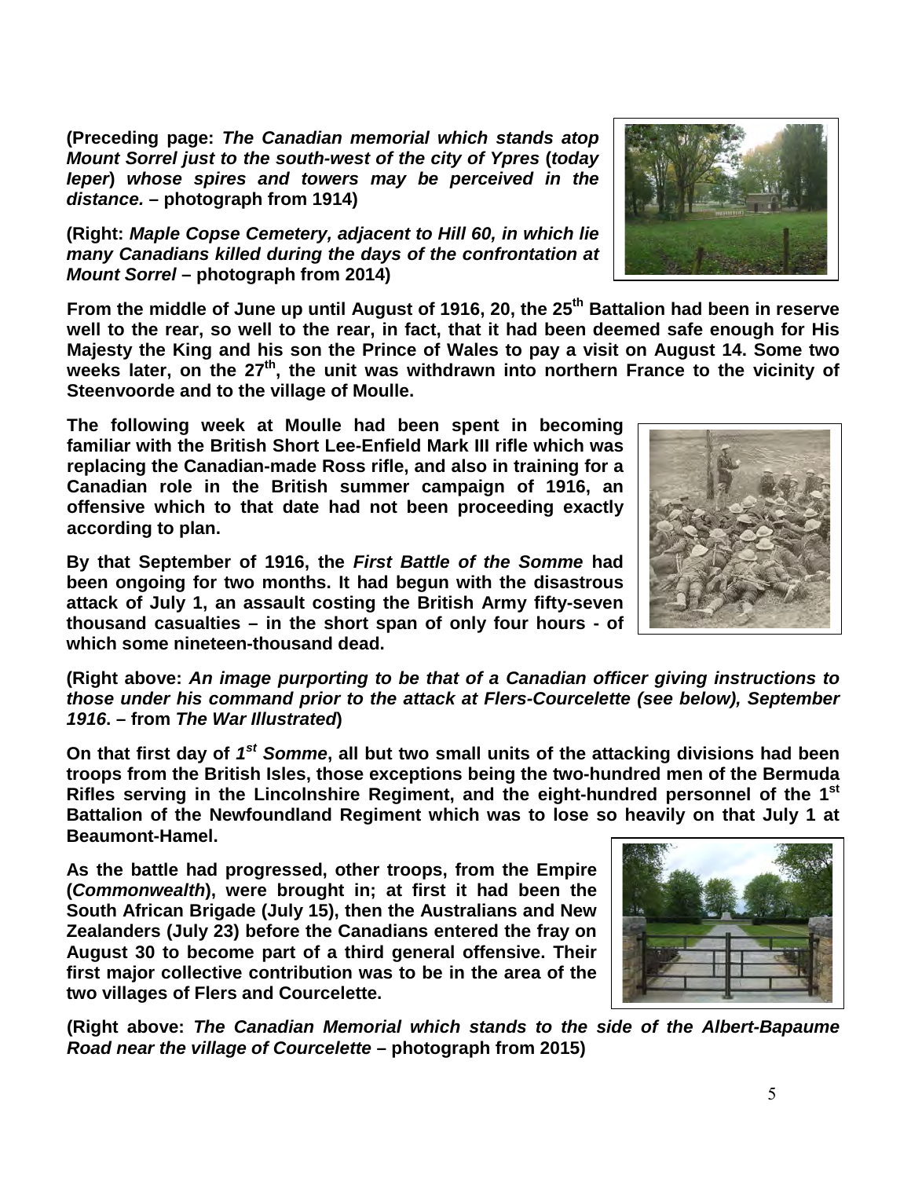**(Preceding page: *The Canadian memorial which stands atop Mount Sorrel just to the south-west of the city of Ypres* (*today Ieper*) *whose spires and towers may be perceived in the distance.* – photograph from 1914)**

**(Right: *Maple Copse Cemetery, adjacent to Hill 60, in which lie many Canadians killed during the days of the confrontation at Mount Sorrel* – photograph from 2014)**

**From the middle of June up until August of 1916, 20, the 25th Battalion had been in reserve well to the rear, so well to the rear, in fact, that it had been deemed safe enough for His Majesty the King and his son the Prince of Wales to pay a visit on August 14. Some two weeks later, on the 27th, the unit was withdrawn into northern France to the vicinity of Steenvoorde and to the village of Moulle.**

**The following week at Moulle had been spent in becoming familiar with the British Short Lee-Enfield Mark III rifle which was replacing the Canadian-made Ross rifle, and also in training for a Canadian role in the British summer campaign of 1916, an offensive which to that date had not been proceeding exactly according to plan.**

**By that September of 1916, the *First Battle of the Somme* had been ongoing for two months. It had begun with the disastrous attack of July 1, an assault costing the British Army fifty-seven thousand casualties – in the short span of only four hours - of which some nineteen-thousand dead.**

**(Right above: *An image purporting to be that of a Canadian officer giving instructions to those under his command prior to the attack at Flers-Courcelette (see below), September 1916*. – from *The War Illustrated*)**

**On that first day of *1st Somme*, all but two small units of the attacking divisions had been troops from the British Isles, those exceptions being the two-hundred men of the Bermuda Rifles serving in the Lincolnshire Regiment, and the eight-hundred personnel of the 1st Battalion of the Newfoundland Regiment which was to lose so heavily on that July 1 at Beaumont-Hamel.**

**As the battle had progressed, other troops, from the Empire (*Commonwealth*), were brought in; at first it had been the South African Brigade (July 15), then the Australians and New Zealanders (July 23) before the Canadians entered the fray on August 30 to become part of a third general offensive. Their first major collective contribution was to be in the area of the two villages of Flers and Courcelette.**

**(Right above: *The Canadian Memorial which stands to the side of the Albert-Bapaume Road near the village of Courcelette* – photograph from 2015)**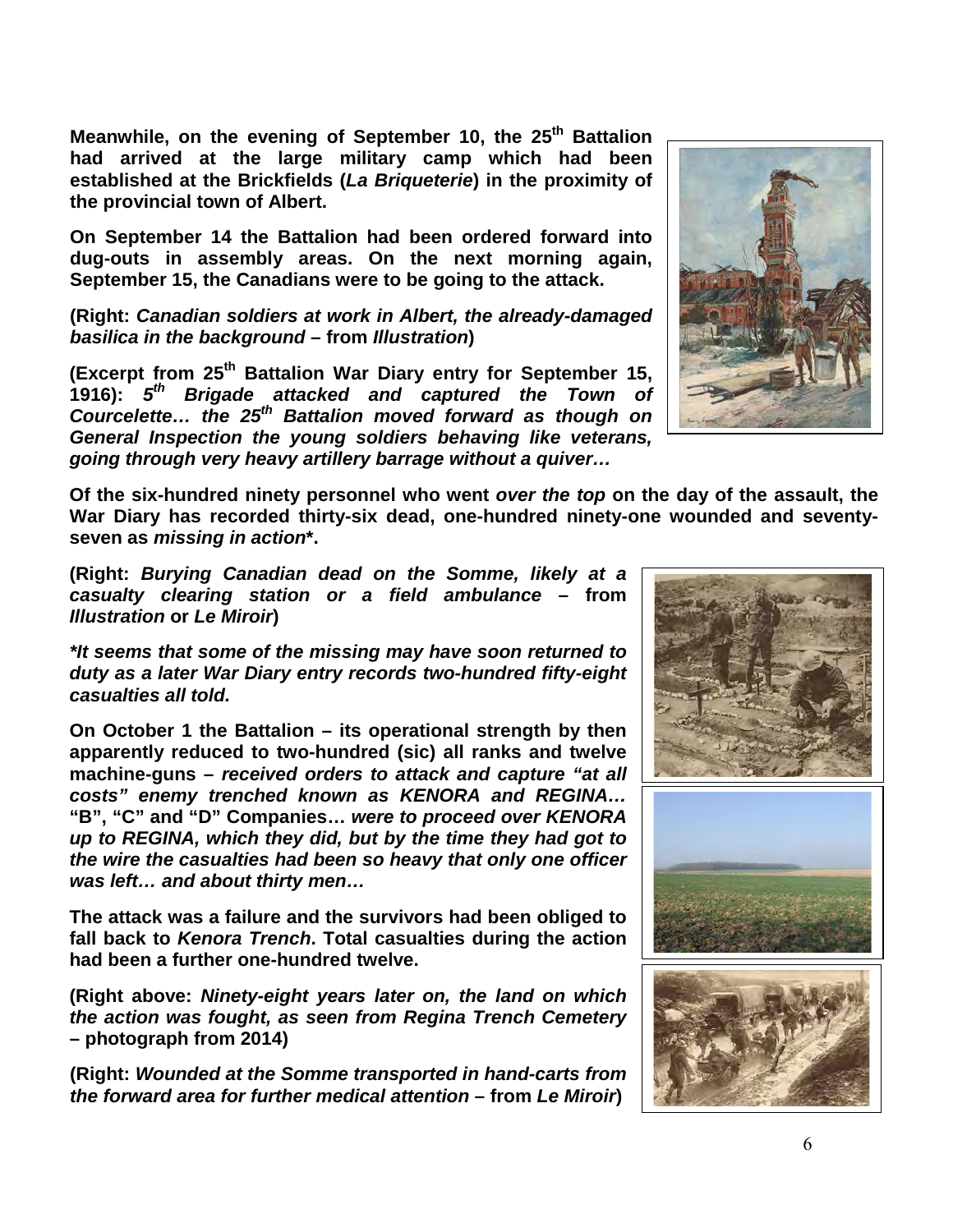**Meanwhile, on the evening of September 10, the 25th Battalion had arrived at the large military camp which had been established at the Brickfields (*La Briqueterie*) in the proximity of the provincial town of Albert.**

**On September 14 the Battalion had been ordered forward into dug-outs in assembly areas. On the next morning again, September 15, the Canadians were to be going to the attack.**

**(Right: *Canadian soldiers at work in Albert, the already-damaged basilica in the background* – from *Illustration*)**

**(Excerpt from 25th Battalion War Diary entry for September 15, 1916): *5th Brigade attacked and captured the Town of Courcelette… the 25th Battalion moved forward as though on General Inspection the young soldiers behaving like veterans, going through very heavy artillery barrage without a quiver…***

**Of the six-hundred ninety personnel who went *over the top* on the day of the assault, the War Diary has recorded thirty-six dead, one-hundred ninety-one wounded and seventy-seven as *missing in action*\*.**

**(Right: *Burying Canadian dead on the Somme, likely at a casualty clearing station or a field ambulance* – from *Illustration* or *Le Miroir*)**

***\*It seems that some of the missing may have soon returned to duty as a later War Diary entry records two-hundred fifty-eight casualties all told.***

**On October 1 the Battalion – its operational strength by then apparently reduced to two-hundred (sic) all ranks and twelve machine-guns – *received orders to attack and capture "at all costs" enemy trenched known as KENORA and REGINA…* "B", "C" and "D" Companies… *were to proceed over KENORA up to REGINA, which they did, but by the time they had got to the wire the casualties had been so heavy that only one officer was left… and about thirty men…***

**The attack was a failure and the survivors had been obliged to fall back to *Kenora Trench*. Total casualties during the action had been a further one-hundred twelve.**

**(Right above: *Ninety-eight years later on, the land on which the action was fought, as seen from Regina Trench Cemetery* – photograph from 2014)**

**(Right: *Wounded at the Somme transported in hand-carts from the forward area for further medical attention* – from *Le Miroir*)**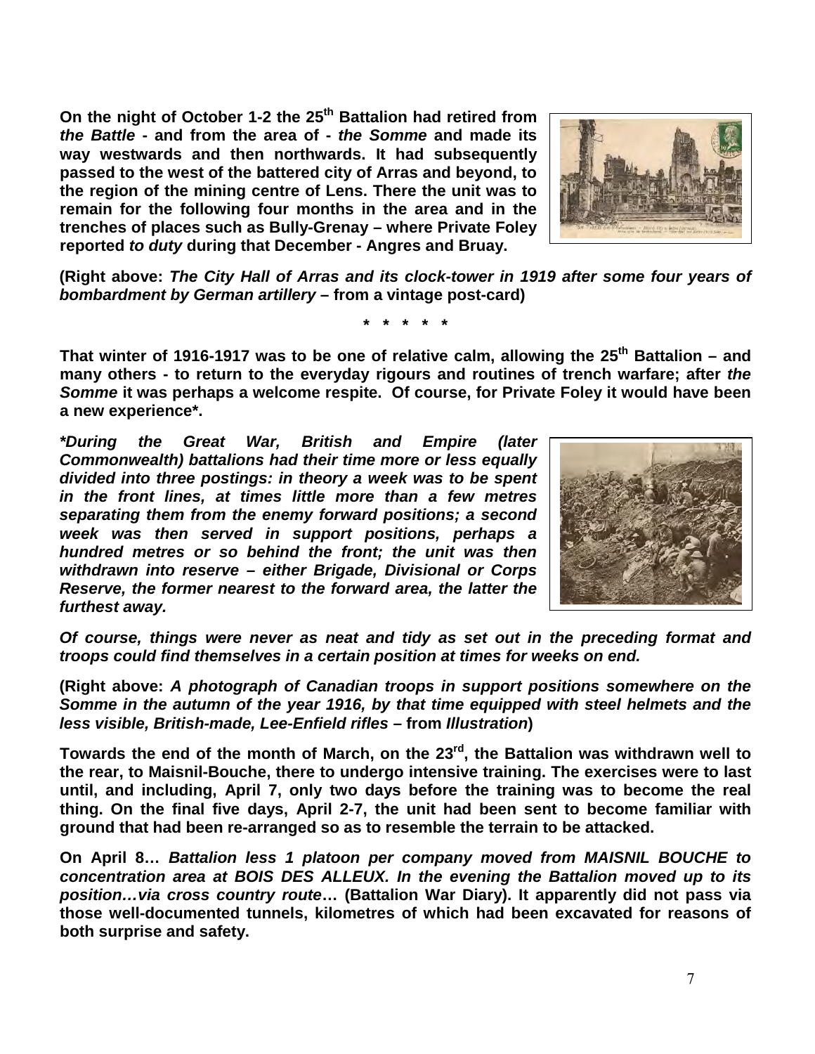**On the night of October 1-2 the 25th Battalion had retired from *the Battle* - and from the area of - *the Somme* and made its way westwards and then northwards. It had subsequently passed to the west of the battered city of Arras and beyond, to the region of the mining centre of Lens. There the unit was to remain for the following four months in the area and in the trenches of places such as Bully-Grenay – where Private Foley reported *to duty* during that December - Angres and Bruay.**

**(Right above: *The City Hall of Arras and its clock-tower in 1919 after some four years of bombardment by German artillery* – from a vintage post-card)**

**\* \* \* \* \***

**That winter of 1916-1917 was to be one of relative calm, allowing the 25th Battalion – and many others - to return to the everyday rigours and routines of trench warfare; after *the Somme* it was perhaps a welcome respite. Of course, for Private Foley it would have been a new experience\*.**

***\*During the Great War, British and Empire (later Commonwealth) battalions had their time more or less equally divided into three postings: in theory a week was to be spent in the front lines, at times little more than a few metres separating them from the enemy forward positions; a second week was then served in support positions, perhaps a hundred metres or so behind the front; the unit was then withdrawn into reserve – either Brigade, Divisional or Corps Reserve, the former nearest to the forward area, the latter the furthest away.***

***Of course, things were never as neat and tidy as set out in the preceding format and troops could find themselves in a certain position at times for weeks on end.***

**(Right above: *A photograph of Canadian troops in support positions somewhere on the Somme in the autumn of the year 1916, by that time equipped with steel helmets and the less visible, British-made, Lee-Enfield rifles* – from *Illustration*)**

**Towards the end of the month of March, on the 23rd, the Battalion was withdrawn well to the rear, to Maisnil-Bouche, there to undergo intensive training. The exercises were to last until, and including, April 7, only two days before the training was to become the real thing. On the final five days, April 2-7, the unit had been sent to become familiar with ground that had been re-arranged so as to resemble the terrain to be attacked.**

**On April 8… *Battalion less 1 platoon per company moved from MAISNIL BOUCHE to concentration area at BOIS DES ALLEUX. In the evening the Battalion moved up to its position…via cross country route*… (Battalion War Diary). It apparently did not pass via those well-documented tunnels, kilometres of which had been excavated for reasons of both surprise and safety.**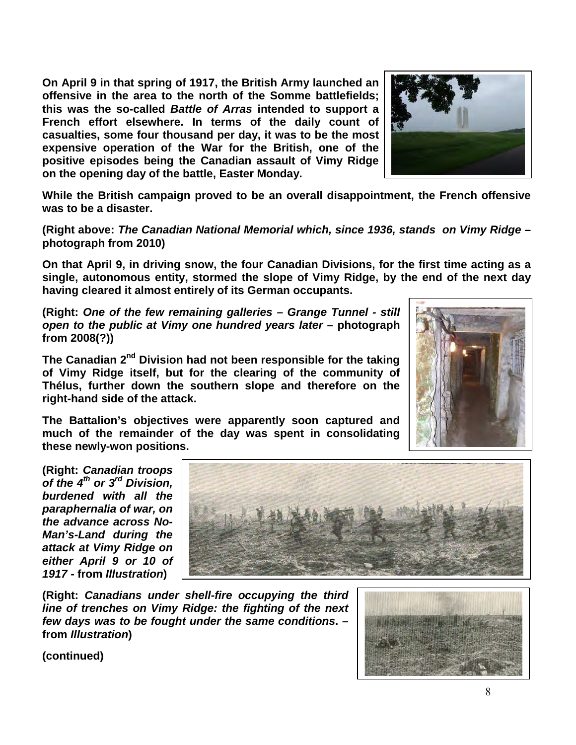**On April 9 in that spring of 1917, the British Army launched an offensive in the area to the north of the Somme battlefields; this was the so-called *Battle of Arras* intended to support a French effort elsewhere. In terms of the daily count of casualties, some four thousand per day, it was to be the most expensive operation of the War for the British, one of the positive episodes being the Canadian assault of Vimy Ridge on the opening day of the battle, Easter Monday.**

**While the British campaign proved to be an overall disappointment, the French offensive was to be a disaster.**

**(Right above: *The Canadian National Memorial which, since 1936, stands on Vimy Ridge* – photograph from 2010)**

**On that April 9, in driving snow, the four Canadian Divisions, for the first time acting as a single, autonomous entity, stormed the slope of Vimy Ridge, by the end of the next day having cleared it almost entirely of its German occupants.**

**(Right: *One of the few remaining galleries – Grange Tunnel - still open to the public at Vimy one hundred years later* – photograph from 2008(?))**

**The Canadian 2nd Division had not been responsible for the taking of Vimy Ridge itself, but for the clearing of the community of Thélus, further down the southern slope and therefore on the right-hand side of the attack.**

**The Battalion's objectives were apparently soon captured and much of the remainder of the day was spent in consolidating these newly-won positions.**

**(Right: *Canadian troops of the 4th or 3rd Division, burdened with all the paraphernalia of war, on the advance across No-Man's-Land during the attack at Vimy Ridge on either April 9 or 10 of 1917* - from *Illustration*)**

**(Right: *Canadians under shell-fire occupying the third line of trenches on Vimy Ridge: the fighting of the next few days was to be fought under the same conditions*. – from *Illustration*)**

**(continued)**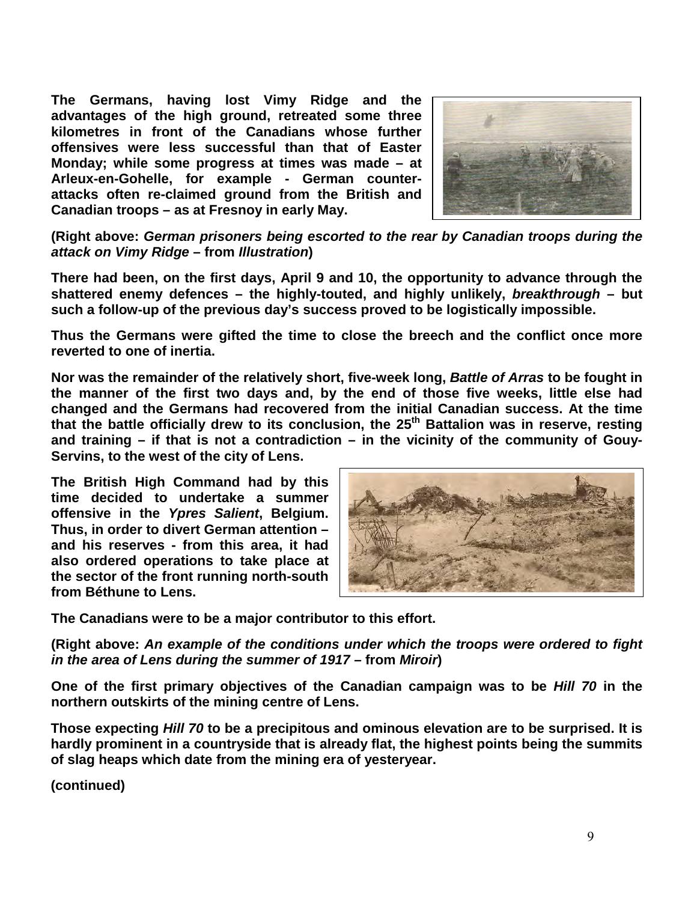**The Germans, having lost Vimy Ridge and the advantages of the high ground, retreated some three kilometres in front of the Canadians whose further offensives were less successful than that of Easter Monday; while some progress at times was made – at Arleux-en-Gohelle, for example - German counter-attacks often re-claimed ground from the British and Canadian troops – as at Fresnoy in early May.**

**(Right above: *German prisoners being escorted to the rear by Canadian troops during the attack on Vimy Ridge* – from *Illustration*)**

**There had been, on the first days, April 9 and 10, the opportunity to advance through the shattered enemy defences – the highly-touted, and highly unlikely, *breakthrough* – but such a follow-up of the previous day's success proved to be logistically impossible.**

**Thus the Germans were gifted the time to close the breech and the conflict once more reverted to one of inertia.**

**Nor was the remainder of the relatively short, five-week long, *Battle of Arras* to be fought in the manner of the first two days and, by the end of those five weeks, little else had changed and the Germans had recovered from the initial Canadian success. At the time that the battle officially drew to its conclusion, the 25th Battalion was in reserve, resting and training – if that is not a contradiction – in the vicinity of the community of Gouy-Servins, to the west of the city of Lens.**

**The British High Command had by this time decided to undertake a summer offensive in the *Ypres Salient*, Belgium. Thus, in order to divert German attention – and his reserves - from this area, it had also ordered operations to take place at the sector of the front running north-south from Béthune to Lens.**

**The Canadians were to be a major contributor to this effort.**

**(Right above: *An example of the conditions under which the troops were ordered to fight in the area of Lens during the summer of 1917* – from *Miroir*)**

**One of the first primary objectives of the Canadian campaign was to be *Hill 70* in the northern outskirts of the mining centre of Lens.**

**Those expecting *Hill 70* to be a precipitous and ominous elevation are to be surprised. It is hardly prominent in a countryside that is already flat, the highest points being the summits of slag heaps which date from the mining era of yesteryear.**

**(continued)**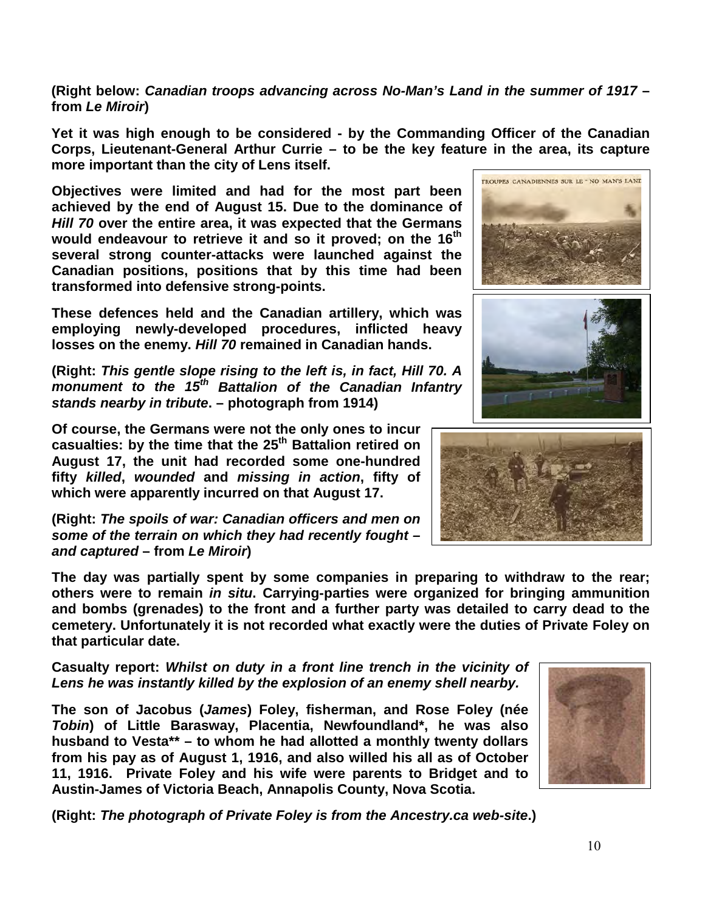**(Right below: *Canadian troops advancing across No-Man's Land in the summer of 1917* – from *Le Miroir*)**

**Yet it was high enough to be considered - by the Commanding Officer of the Canadian Corps, Lieutenant-General Arthur Currie – to be the key feature in the area, its capture more important than the city of Lens itself.**

**Objectives were limited and had for the most part been achieved by the end of August 15. Due to the dominance of *Hill 70* over the entire area, it was expected that the Germans would endeavour to retrieve it and so it proved; on the 16th several strong counter-attacks were launched against the Canadian positions, positions that by this time had been transformed into defensive strong-points.**

**These defences held and the Canadian artillery, which was employing newly-developed procedures, inflicted heavy losses on the enemy. *Hill 70* remained in Canadian hands.**

**(Right: *This gentle slope rising to the left is, in fact, Hill 70. A monument to the 15th Battalion of the Canadian Infantry stands nearby in tribute*. – photograph from 1914)**

**Of course, the Germans were not the only ones to incur casualties: by the time that the 25th Battalion retired on August 17, the unit had recorded some one-hundred fifty *killed*, *wounded* and *missing in action*, fifty of which were apparently incurred on that August 17.**

**(Right: *The spoils of war: Canadian officers and men on some of the terrain on which they had recently fought – and captured* – from *Le Miroir*)**

**The day was partially spent by some companies in preparing to withdraw to the rear; others were to remain *in situ*. Carrying-parties were organized for bringing ammunition and bombs (grenades) to the front and a further party was detailed to carry dead to the cemetery. Unfortunately it is not recorded what exactly were the duties of Private Foley on that particular date.**

**Casualty report: *Whilst on duty in a front line trench in the vicinity of Lens he was instantly killed by the explosion of an enemy shell nearby.***

**The son of Jacobus (*James*) Foley, fisherman, and Rose Foley (née *Tobin*) of Little Barasway, Placentia, Newfoundland*, he was also husband to Vesta** – to whom he had allotted a monthly twenty dollars from his pay as of August 1, 1916, and also willed his all as of October 11, 1916. Private Foley and his wife were parents to Bridget and to Austin-James of Victoria Beach, Annapolis County, Nova Scotia.**

**(Right: *The photograph of Private Foley is from the Ancestry.ca web-site*.)**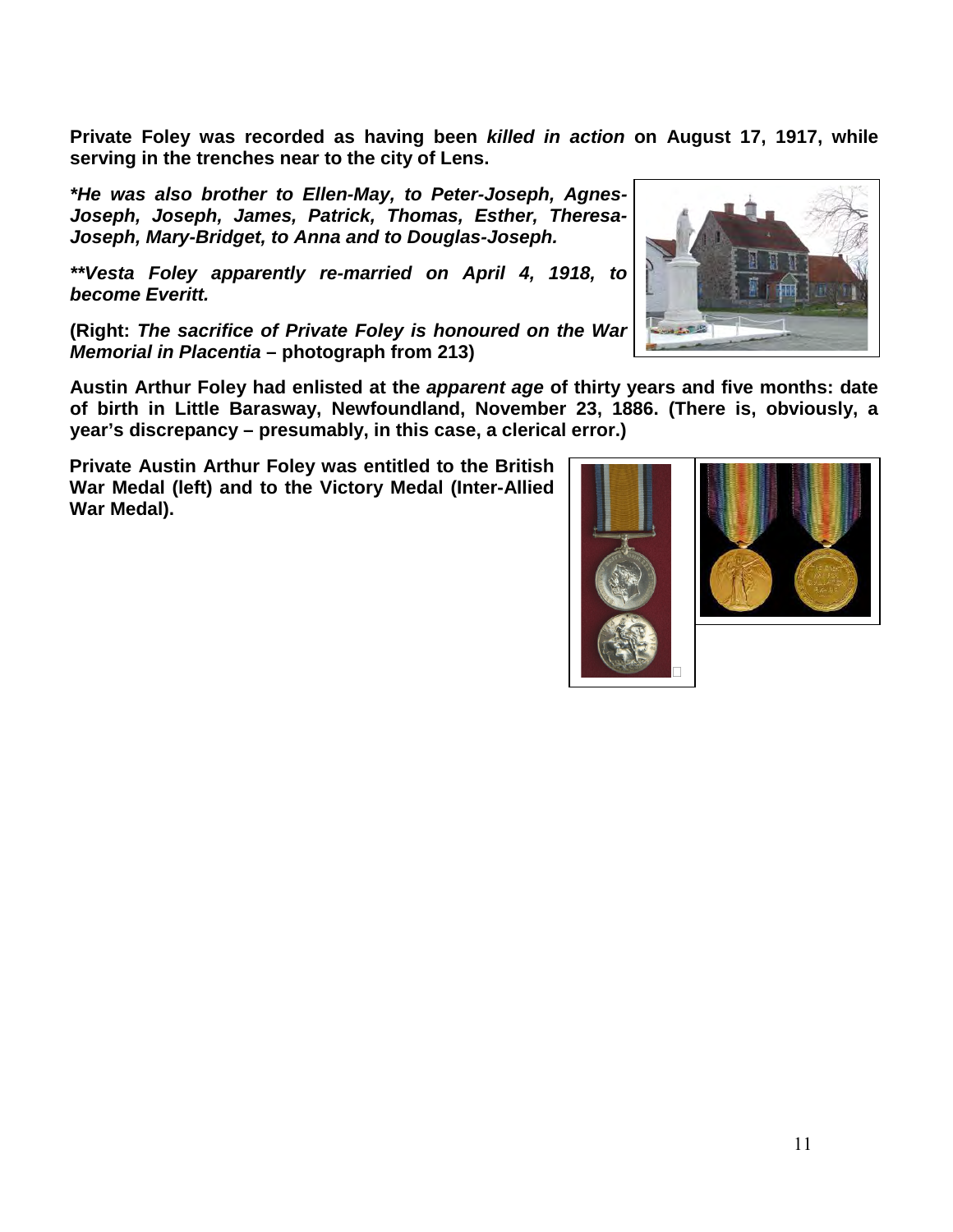**Private Foley was recorded as having been *killed in action* on August 17, 1917, while serving in the trenches near to the city of Lens.**

***He was also brother to Ellen-May, to Peter-Joseph, Agnes-Joseph, Joseph, James, Patrick, Thomas, Esther, Theresa-Joseph, Mary-Bridget, to Anna and to Douglas-Joseph.***

*****Vesta Foley apparently re-married on April 4, 1918, to become Everitt.***

**(Right: *The sacrifice of Private Foley is honoured on the War Memorial in Placentia* – photograph from 213)**

**Austin Arthur Foley had enlisted at the *apparent age* of thirty years and five months: date of birth in Little Barasway, Newfoundland, November 23, 1886. (There is, obviously, a year's discrepancy – presumably, in this case, a clerical error.)**

**Private Austin Arthur Foley was entitled to the British War Medal (left) and to the Victory Medal (Inter-Allied War Medal).**